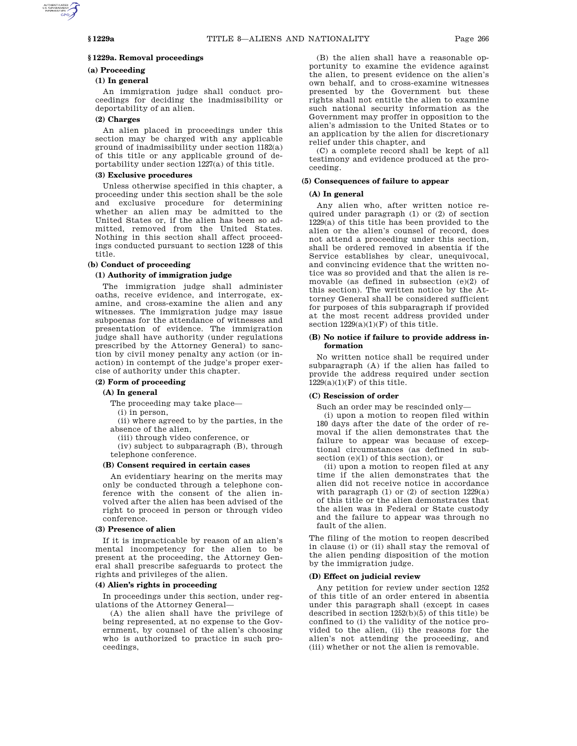## § 1229a. Removal proceedings

### (a) Proceeding

#### (1) In general

An immigration judge shall conduct proceedings for deciding the inadmissibility or deportability of an alien.

#### (2) Charges

An alien placed in proceedings under this section may be charged with any applicable ground of inadmissibility under section 1182(a) of this title or any applicable ground of deportability under section 1227(a) of this title.

#### (3) Exclusive procedures

Unless otherwise specified in this chapter, a proceeding under this section shall be the sole and exclusive procedure for determining whether an alien may be admitted to the United States or, if the alien has been so admitted, removed from the United States. Nothing in this section shall affect proceedings conducted pursuant to section 1228 of this title.

### (b) Conduct of proceeding

#### (1) Authority of immigration judge

The immigration judge shall administer oaths, receive evidence, and interrogate, examine, and cross-examine the alien and any witnesses. The immigration judge may issue subpoenas for the attendance of witnesses and presentation of evidence. The immigration judge shall have authority (under regulations prescribed by the Attorney General) to sanction by civil money penalty any action (or inaction) in contempt of the judge's proper exercise of authority under this chapter.

#### (2) Form of proceeding

##### (A) In general

The proceeding may take place—

(i) in person,

(ii) where agreed to by the parties, in the absence of the alien,

(iii) through video conference, or

(iv) subject to subparagraph (B), through telephone conference.

##### (B) Consent required in certain cases

An evidentiary hearing on the merits may only be conducted through a telephone conference with the consent of the alien involved after the alien has been advised of the right to proceed in person or through video conference.

#### (3) Presence of alien

If it is impracticable by reason of an alien's mental incompetency for the alien to be present at the proceeding, the Attorney General shall prescribe safeguards to protect the rights and privileges of the alien.

#### (4) Alien's rights in proceeding

In proceedings under this section, under regulations of the Attorney General—

(A) the alien shall have the privilege of being represented, at no expense to the Government, by counsel of the alien's choosing who is authorized to practice in such proceedings,

(B) the alien shall have a reasonable opportunity to examine the evidence against the alien, to present evidence on the alien's own behalf, and to cross-examine witnesses presented by the Government but these rights shall not entitle the alien to examine such national security information as the Government may proffer in opposition to the alien's admission to the United States or to an application by the alien for discretionary relief under this chapter, and

(C) a complete record shall be kept of all testimony and evidence produced at the proceeding.

#### (5) Consequences of failure to appear

##### (A) In general

Any alien who, after written notice required under paragraph (1) or (2) of section 1229(a) of this title has been provided to the alien or the alien's counsel of record, does not attend a proceeding under this section, shall be ordered removed in absentia if the Service establishes by clear, unequivocal, and convincing evidence that the written notice was so provided and that the alien is removable (as defined in subsection (e)(2) of this section). The written notice by the Attorney General shall be considered sufficient for purposes of this subparagraph if provided at the most recent address provided under section 1229(a)(1)(F) of this title.

##### (B) No notice if failure to provide address information

No written notice shall be required under subparagraph (A) if the alien has failed to provide the address required under section 1229(a)(1)(F) of this title.

##### (C) Rescission of order

Such an order may be rescinded only—

(i) upon a motion to reopen filed within 180 days after the date of the order of removal if the alien demonstrates that the failure to appear was because of exceptional circumstances (as defined in subsection (e)(1) of this section), or

(ii) upon a motion to reopen filed at any time if the alien demonstrates that the alien did not receive notice in accordance with paragraph (1) or (2) of section 1229(a) of this title or the alien demonstrates that the alien was in Federal or State custody and the failure to appear was through no fault of the alien.

The filing of the motion to reopen described in clause (i) or (ii) shall stay the removal of the alien pending disposition of the motion by the immigration judge.

##### (D) Effect on judicial review

Any petition for review under section 1252 of this title of an order entered in absentia under this paragraph shall (except in cases described in section 1252(b)(5) of this title) be confined to (i) the validity of the notice provided to the alien, (ii) the reasons for the alien's not attending the proceeding, and (iii) whether or not the alien is removable.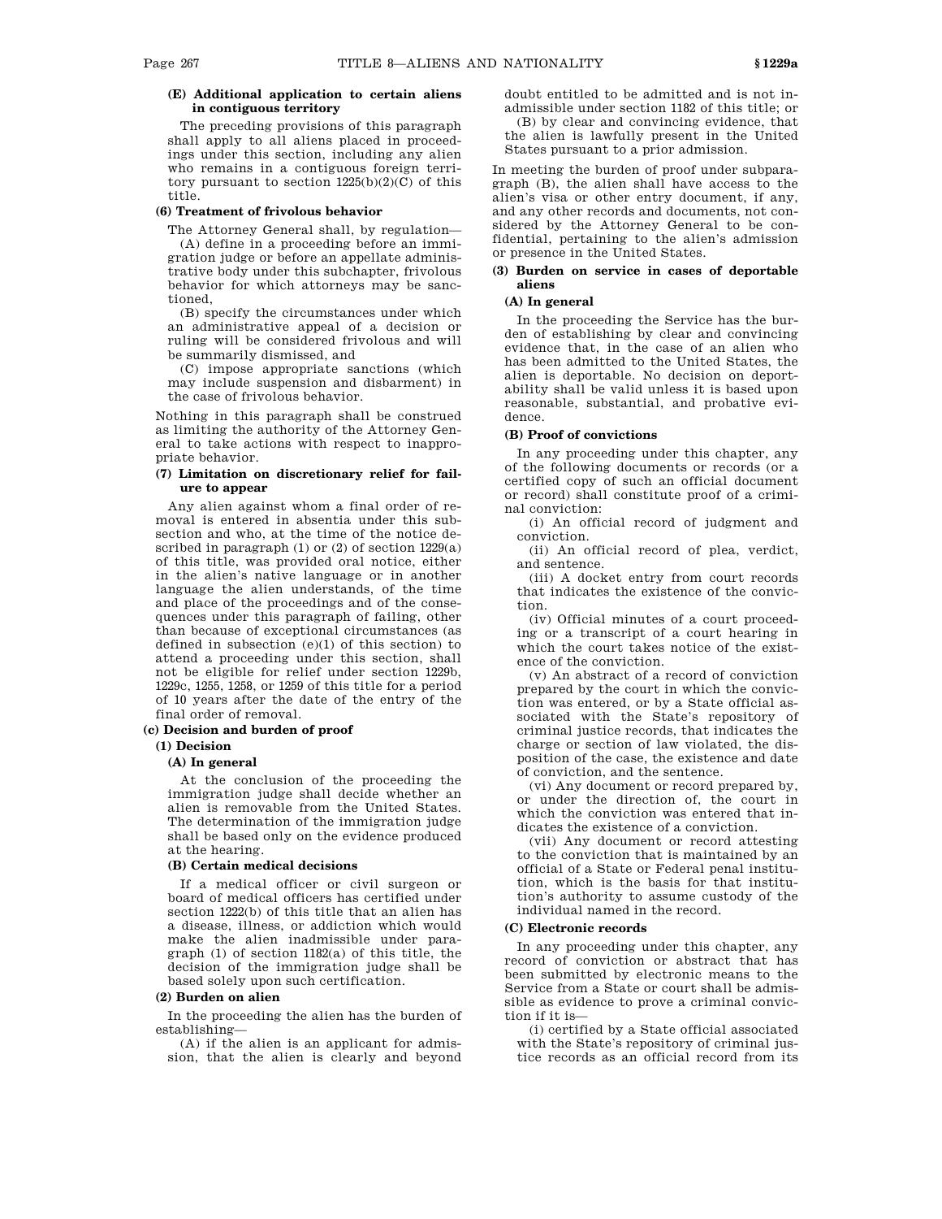#### (E) Additional application to certain aliens in contiguous territory

The preceding provisions of this paragraph shall apply to all aliens placed in proceedings under this section, including any alien who remains in a contiguous foreign territory pursuant to section 1225(b)(2)(C) of this title.

#### (6) Treatment of frivolous behavior

The Attorney General shall, by regulation—

(A) define in a proceeding before an immigration judge or before an appellate administrative body under this subchapter, frivolous behavior for which attorneys may be sanctioned,

(B) specify the circumstances under which an administrative appeal of a decision or ruling will be considered frivolous and will be summarily dismissed, and

(C) impose appropriate sanctions (which may include suspension and disbarment) in the case of frivolous behavior.

Nothing in this paragraph shall be construed as limiting the authority of the Attorney General to take actions with respect to inappropriate behavior.

#### (7) Limitation on discretionary relief for failure to appear

Any alien against whom a final order of removal is entered in absentia under this subsection and who, at the time of the notice described in paragraph (1) or (2) of section 1229(a) of this title, was provided oral notice, either in the alien's native language or in another language the alien understands, of the time and place of the proceedings and of the consequences under this paragraph of failing, other than because of exceptional circumstances (as defined in subsection (e)(1) of this section) to attend a proceeding under this section, shall not be eligible for relief under section 1229b, 1229c, 1255, 1258, or 1259 of this title for a period of 10 years after the date of the entry of the final order of removal.

### (c) Decision and burden of proof

#### (1) Decision

##### (A) In general

At the conclusion of the proceeding the immigration judge shall decide whether an alien is removable from the United States. The determination of the immigration judge shall be based only on the evidence produced at the hearing.

##### (B) Certain medical decisions

If a medical officer or civil surgeon or board of medical officers has certified under section 1222(b) of this title that an alien has a disease, illness, or addiction which would make the alien inadmissible under paragraph (1) of section 1182(a) of this title, the decision of the immigration judge shall be based solely upon such certification.

#### (2) Burden on alien

In the proceeding the alien has the burden of establishing—

(A) if the alien is an applicant for admission, that the alien is clearly and beyond doubt entitled to be admitted and is not inadmissible under section 1182 of this title; or

(B) by clear and convincing evidence, that the alien is lawfully present in the United States pursuant to a prior admission.

In meeting the burden of proof under subparagraph (B), the alien shall have access to the alien's visa or other entry document, if any, and any other records and documents, not considered by the Attorney General to be confidential, pertaining to the alien's admission or presence in the United States.

#### (3) Burden on service in cases of deportable aliens

##### (A) In general

In the proceeding the Service has the burden of establishing by clear and convincing evidence that, in the case of an alien who has been admitted to the United States, the alien is deportable. No decision on deportability shall be valid unless it is based upon reasonable, substantial, and probative evidence.

##### (B) Proof of convictions

In any proceeding under this chapter, any of the following documents or records (or a certified copy of such an official document or record) shall constitute proof of a criminal conviction:

(i) An official record of judgment and conviction.

(ii) An official record of plea, verdict, and sentence.

(iii) A docket entry from court records that indicates the existence of the conviction.

(iv) Official minutes of a court proceeding or a transcript of a court hearing in which the court takes notice of the existence of the conviction.

(v) An abstract of a record of conviction prepared by the court in which the conviction was entered, or by a State official associated with the State's repository of criminal justice records, that indicates the charge or section of law violated, the disposition of the case, the existence and date of conviction, and the sentence.

(vi) Any document or record prepared by, or under the direction of, the court in which the conviction was entered that indicates the existence of a conviction.

(vii) Any document or record attesting to the conviction that is maintained by an official of a State or Federal penal institution, which is the basis for that institution's authority to assume custody of the individual named in the record.

##### (C) Electronic records

In any proceeding under this chapter, any record of conviction or abstract that has been submitted by electronic means to the Service from a State or court shall be admissible as evidence to prove a criminal conviction if it is—

(i) certified by a State official associated with the State's repository of criminal justice records as an official record from its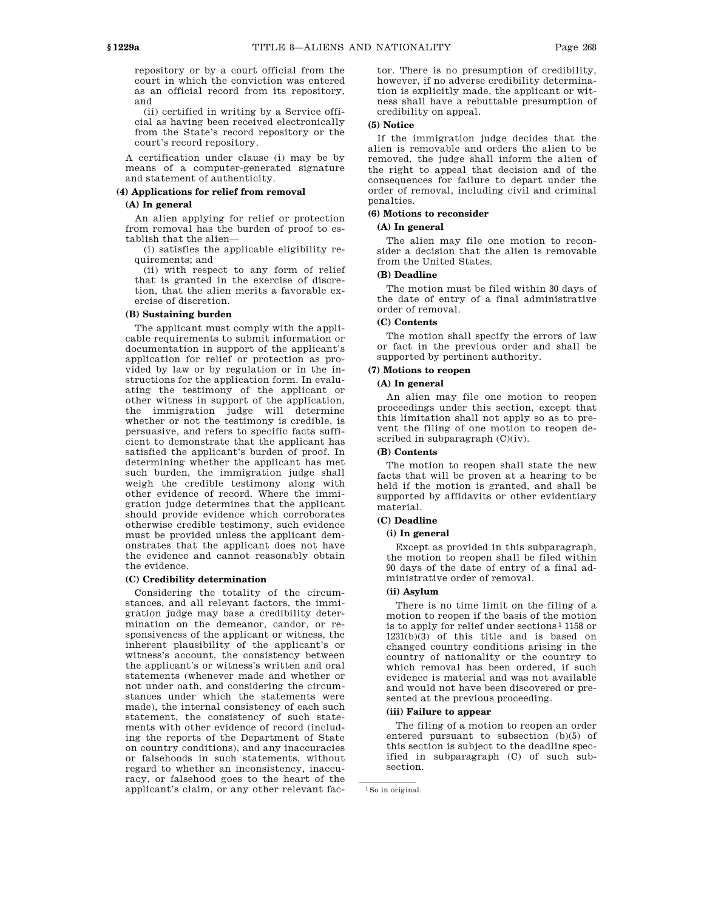repository or by a court official from the court in which the conviction was entered as an official record from its repository, and

(ii) certified in writing by a Service official as having been received electronically from the State's record repository or the court's record repository.

A certification under clause (i) may be by means of a computer-generated signature and statement of authenticity.

#### (4) Applications for relief from removal

##### (A) In general

An alien applying for relief or protection from removal has the burden of proof to establish that the alien—

(i) satisfies the applicable eligibility requirements; and

(ii) with respect to any form of relief that is granted in the exercise of discretion, that the alien merits a favorable exercise of discretion.

##### (B) Sustaining burden

The applicant must comply with the applicable requirements to submit information or documentation in support of the applicant's application for relief or protection as provided by law or by regulation or in the instructions for the application form. In evaluating the testimony of the applicant or other witness in support of the application, the immigration judge will determine whether or not the testimony is credible, is persuasive, and refers to specific facts sufficient to demonstrate that the applicant has satisfied the applicant's burden of proof. In determining whether the applicant has met such burden, the immigration judge shall weigh the credible testimony along with other evidence of record. Where the immigration judge determines that the applicant should provide evidence which corroborates otherwise credible testimony, such evidence must be provided unless the applicant demonstrates that the applicant does not have the evidence and cannot reasonably obtain the evidence.

##### (C) Credibility determination

Considering the totality of the circumstances, and all relevant factors, the immigration judge may base a credibility determination on the demeanor, candor, or responsiveness of the applicant or witness, the inherent plausibility of the applicant's or witness's account, the consistency between the applicant's or witness's written and oral statements (whenever made and whether or not under oath, and considering the circumstances under which the statements were made), the internal consistency of each such statement, the consistency of such statements with other evidence of record (including the reports of the Department of State on country conditions), and any inaccuracies or falsehoods in such statements, without regard to whether an inconsistency, inaccuracy, or falsehood goes to the heart of the applicant's claim, or any other relevant factor. There is no presumption of credibility, however, if no adverse credibility determination is explicitly made, the applicant or witness shall have a rebuttable presumption of credibility on appeal.

#### (5) Notice

If the immigration judge decides that the alien is removable and orders the alien to be removed, the judge shall inform the alien of the right to appeal that decision and of the consequences for failure to depart under the order of removal, including civil and criminal penalties.

#### (6) Motions to reconsider

##### (A) In general

The alien may file one motion to reconsider a decision that the alien is removable from the United States.

##### (B) Deadline

The motion must be filed within 30 days of the date of entry of a final administrative order of removal.

##### (C) Contents

The motion shall specify the errors of law or fact in the previous order and shall be supported by pertinent authority.

#### (7) Motions to reopen

##### (A) In general

An alien may file one motion to reopen proceedings under this section, except that this limitation shall not apply so as to prevent the filing of one motion to reopen described in subparagraph (C)(iv).

##### (B) Contents

The motion to reopen shall state the new facts that will be proven at a hearing to be held if the motion is granted, and shall be supported by affidavits or other evidentiary material.

##### (C) Deadline

###### (i) In general

Except as provided in this subparagraph, the motion to reopen shall be filed within 90 days of the date of entry of a final administrative order of removal.

###### (ii) Asylum

There is no time limit on the filing of a motion to reopen if the basis of the motion is to apply for relief under sections[1] 1158 or 1231(b)(3) of this title and is based on changed country conditions arising in the country of nationality or the country to which removal has been ordered, if such evidence is material and was not available and would not have been discovered or presented at the previous proceeding.

###### (iii) Failure to appear

The filing of a motion to reopen an order entered pursuant to subsection (b)(5) of this section is subject to the deadline specified in subparagraph (C) of such subsection.

---

[1] So in original.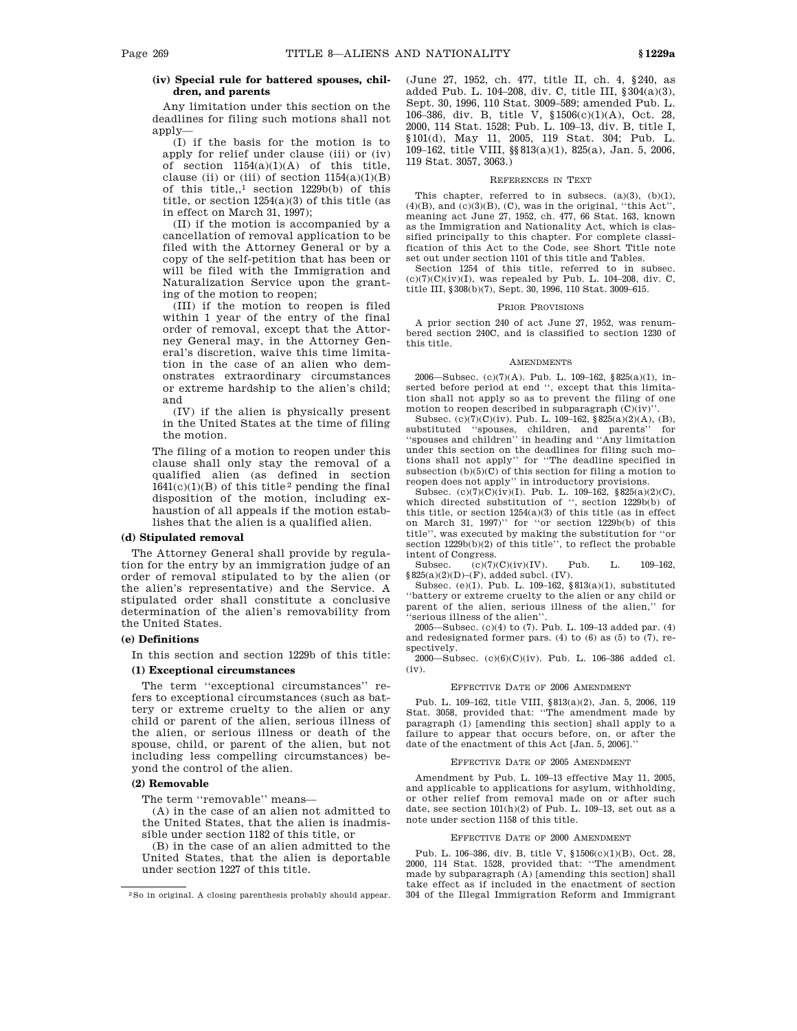**(iv) Special rule for battered spouses, children, and parents**

Any limitation under this section on the deadlines for filing such motions shall not apply—

(I) if the basis for the motion is to apply for relief under clause (iii) or (iv) of section 1154(a)(1)(A) of this title, clause (ii) or (iii) of section 1154(a)(1)(B) of this title,,[1] section 1229b(b) of this title, or section 1254(a)(3) of this title (as in effect on March 31, 1997);

(II) if the motion is accompanied by a cancellation of removal application to be filed with the Attorney General or by a copy of the self-petition that has been or will be filed with the Immigration and Naturalization Service upon the granting of the motion to reopen;

(III) if the motion to reopen is filed within 1 year of the entry of the final order of removal, except that the Attorney General may, in the Attorney General's discretion, waive this time limitation in the case of an alien who demonstrates extraordinary circumstances or extreme hardship to the alien's child; and

(IV) if the alien is physically present in the United States at the time of filing the motion.

The filing of a motion to reopen under this clause shall only stay the removal of a qualified alien (as defined in section 1641(c)(1)(B) of this title[2] pending the final disposition of the motion, including exhaustion of all appeals if the motion establishes that the alien is a qualified alien.

### (d) Stipulated removal

The Attorney General shall provide by regulation for the entry by an immigration judge of an order of removal stipulated to by the alien (or the alien's representative) and the Service. A stipulated order shall constitute a conclusive determination of the alien's removability from the United States.

### (e) Definitions

In this section and section 1229b of this title:

#### (1) Exceptional circumstances

The term "exceptional circumstances" refers to exceptional circumstances (such as battery or extreme cruelty to the alien or any child or parent of the alien, serious illness of the alien, or serious illness or death of the spouse, child, or parent of the alien, but not including less compelling circumstances) beyond the control of the alien.

#### (2) Removable

The term "removable" means—

(A) in the case of an alien not admitted to the United States, that the alien is inadmissible under section 1182 of this title, or

(B) in the case of an alien admitted to the United States, that the alien is deportable under section 1227 of this title.

(June 27, 1952, ch. 477, title II, ch. 4, §240, as added Pub. L. 104–208, div. C, title III, §304(a)(3), Sept. 30, 1996, 110 Stat. 3009–589; amended Pub. L. 106–386, div. B, title V, §1506(c)(1)(A), Oct. 28, 2000, 114 Stat. 1528; Pub. L. 109–13, div. B, title I, §101(d), May 11, 2005, 119 Stat. 304; Pub. L. 109–162, title VIII, §§813(a)(1), 825(a), Jan. 5, 2006, 119 Stat. 3057, 3063.)

REFERENCES IN TEXT

This chapter, referred to in subsecs. (a)(3), (b)(1), (4)(B), and (c)(3)(B), (C), was in the original, "this Act", meaning act June 27, 1952, ch. 477, 66 Stat. 163, known as the Immigration and Nationality Act, which is classified principally to this chapter. For complete classification of this Act to the Code, see Short Title note set out under section 1101 of this title and Tables.

Section 1254 of this title, referred to in subsec. (c)(7)(C)(iv)(I), was repealed by Pub. L. 104–208, div. C, title III, §308(b)(7), Sept. 30, 1996, 110 Stat. 3009–615.

PRIOR PROVISIONS

A prior section 240 of act June 27, 1952, was renumbered section 240C, and is classified to section 1230 of this title.

AMENDMENTS

2006—Subsec. (c)(7)(A). Pub. L. 109–162, §825(a)(1), inserted before period at end ", except that this limitation shall not apply so as to prevent the filing of one motion to reopen described in subparagraph (C)(iv)".

Subsec. (c)(7)(C)(iv). Pub. L. 109–162, §825(a)(2)(A), (B), substituted "spouses, children, and parents" for "spouses and children" in heading and "Any limitation under this section on the deadlines for filing such motions shall not apply" for "The deadline specified in subsection (b)(5)(C) of this section for filing a motion to reopen does not apply" in introductory provisions.

Subsec. (c)(7)(C)(iv)(I). Pub. L. 109–162, §825(a)(2)(C), which directed substitution of ", section 1229b(b) of this title, or section 1254(a)(3) of this title (as in effect on March 31, 1997)" for "or section 1229b(b) of this title", was executed by making the substitution for "or section 1229b(b)(2) of this title", to reflect the probable intent of Congress.

Subsec. (c)(7)(C)(iv)(IV). Pub. L. 109–162, §825(a)(2)(D)–(F), added subcl. (IV).

Subsec. (e)(1). Pub. L. 109–162, §813(a)(1), substituted "battery or extreme cruelty to the alien or any child or parent of the alien, serious illness of the alien," for "serious illness of the alien".

2005—Subsec. (c)(4) to (7). Pub. L. 109–13 added par. (4) and redesignated former pars. (4) to (6) as (5) to (7), respectively.

2000—Subsec. (c)(6)(C)(iv). Pub. L. 106–386 added cl. (iv).

EFFECTIVE DATE OF 2006 AMENDMENT

Pub. L. 109–162, title VIII, §813(a)(2), Jan. 5, 2006, 119 Stat. 3058, provided that: "The amendment made by paragraph (1) [amending this section] shall apply to a failure to appear that occurs before, on, or after the date of the enactment of this Act [Jan. 5, 2006]."

EFFECTIVE DATE OF 2005 AMENDMENT

Amendment by Pub. L. 109–13 effective May 11, 2005, and applicable to applications for asylum, withholding, or other relief from removal made on or after such date, see section 101(h)(2) of Pub. L. 109–13, set out as a note under section 1158 of this title.

EFFECTIVE DATE OF 2000 AMENDMENT

Pub. L. 106–386, div. B, title V, §1506(c)(1)(B), Oct. 28, 2000, 114 Stat. 1528, provided that: "The amendment made by subparagraph (A) [amending this section] shall take effect as if included in the enactment of section 304 of the Illegal Immigration Reform and Immigrant

[2] So in original. A closing parenthesis probably should appear.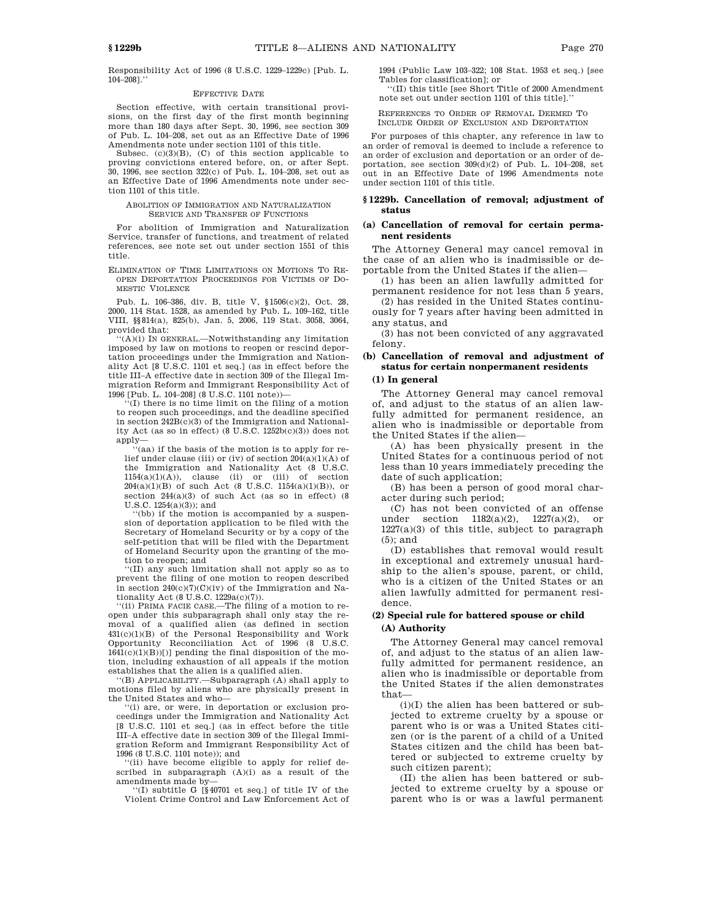Responsibility Act of 1996 (8 U.S.C. 1229–1229c) [Pub. L. 104–208].''

EFFECTIVE DATE

Section effective, with certain transitional provisions, on the first day of the first month beginning more than 180 days after Sept. 30, 1996, see section 309 of Pub. L. 104–208, set out as an Effective Date of 1996 Amendments note under section 1101 of this title.

Subsec. (c)(3)(B), (C) of this section applicable to proving convictions entered before, on, or after Sept. 30, 1996, see section 322(c) of Pub. L. 104–208, set out as an Effective Date of 1996 Amendments note under section 1101 of this title.

ABOLITION OF IMMIGRATION AND NATURALIZATION SERVICE AND TRANSFER OF FUNCTIONS

For abolition of Immigration and Naturalization Service, transfer of functions, and treatment of related references, see note set out under section 1551 of this title.

ELIMINATION OF TIME LIMITATIONS ON MOTIONS TO REOPEN DEPORTATION PROCEEDINGS FOR VICTIMS OF DOMESTIC VIOLENCE

Pub. L. 106–386, div. B, title V, §1506(c)(2), Oct. 28, 2000, 114 Stat. 1528, as amended by Pub. L. 109–162, title VIII, §§814(a), 825(b), Jan. 5, 2006, 119 Stat. 3058, 3064, provided that:

''(A)(i) IN GENERAL.—Notwithstanding any limitation imposed by law on motions to reopen or rescind deportation proceedings under the Immigration and Nationality Act [8 U.S.C. 1101 et seq.] (as in effect before the title III–A effective date in section 309 of the Illegal Immigration Reform and Immigrant Responsibility Act of 1996 [Pub. L. 104–208] (8 U.S.C. 1101 note))—

''(I) there is no time limit on the filing of a motion to reopen such proceedings, and the deadline specified in section 242B(c)(3) of the Immigration and Nationality Act (as so in effect) (8 U.S.C. 1252b(c)(3)) does not apply—

''(aa) if the basis of the motion is to apply for relief under clause (iii) or (iv) of section 204(a)(1)(A) of the Immigration and Nationality Act (8 U.S.C. 1154(a)(1)(A)), clause (ii) or (iii) of section 204(a)(1)(B) of such Act (8 U.S.C. 1154(a)(1)(B)), or section 244(a)(3) of such Act (as so in effect) (8 U.S.C. 1254(a)(3)); and

''(bb) if the motion is accompanied by a suspension of deportation application to be filed with the Secretary of Homeland Security or by a copy of the self-petition that will be filed with the Department of Homeland Security upon the granting of the motion to reopen; and

''(II) any such limitation shall not apply so as to prevent the filing of one motion to reopen described in section 240(c)(7)(C)(iv) of the Immigration and Nationality Act (8 U.S.C. 1229a(c)(7)).

''(ii) PRIMA FACIE CASE.—The filing of a motion to reopen under this subparagraph shall only stay the removal of a qualified alien (as defined in section 431(c)(1)(B) of the Personal Responsibility and Work Opportunity Reconciliation Act of 1996 (8 U.S.C. 1641(c)(1)(B))[)] pending the final disposition of the motion, including exhaustion of all appeals if the motion establishes that the alien is a qualified alien.

''(B) APPLICABILITY.—Subparagraph (A) shall apply to motions filed by aliens who are physically present in the United States and who—

''(i) are, or were, in deportation or exclusion proceedings under the Immigration and Nationality Act [8 U.S.C. 1101 et seq.] (as in effect before the title III–A effective date in section 309 of the Illegal Immigration Reform and Immigrant Responsibility Act of 1996 (8 U.S.C. 1101 note)); and

''(ii) have become eligible to apply for relief described in subparagraph (A)(i) as a result of the amendments made by—

''(I) subtitle G [§40701 et seq.] of title IV of the Violent Crime Control and Law Enforcement Act of 1994 (Public Law 103–322; 108 Stat. 1953 et seq.) [see Tables for classification]; or

''(II) this title [see Short Title of 2000 Amendment note set out under section 1101 of this title].''

REFERENCES TO ORDER OF REMOVAL DEEMED TO INCLUDE ORDER OF EXCLUSION AND DEPORTATION

For purposes of this chapter, any reference in law to an order of removal is deemed to include a reference to an order of exclusion and deportation or an order of deportation, see section 309(d)(2) of Pub. L. 104–208, set out in an Effective Date of 1996 Amendments note under section 1101 of this title.

## §1229b. Cancellation of removal; adjustment of status

### (a) Cancellation of removal for certain permanent residents

The Attorney General may cancel removal in the case of an alien who is inadmissible or deportable from the United States if the alien—

(1) has been an alien lawfully admitted for permanent residence for not less than 5 years,

(2) has resided in the United States continuously for 7 years after having been admitted in any status, and

(3) has not been convicted of any aggravated felony.

### (b) Cancellation of removal and adjustment of status for certain nonpermanent residents

#### (1) In general

The Attorney General may cancel removal of, and adjust to the status of an alien lawfully admitted for permanent residence, an alien who is inadmissible or deportable from the United States if the alien—

(A) has been physically present in the United States for a continuous period of not less than 10 years immediately preceding the date of such application;

(B) has been a person of good moral character during such period;

(C) has not been convicted of an offense under section 1182(a)(2), 1227(a)(2), or 1227(a)(3) of this title, subject to paragraph (5); and

(D) establishes that removal would result in exceptional and extremely unusual hardship to the alien's spouse, parent, or child, who is a citizen of the United States or an alien lawfully admitted for permanent residence.

#### (2) Special rule for battered spouse or child

##### (A) Authority

The Attorney General may cancel removal of, and adjust to the status of an alien lawfully admitted for permanent residence, an alien who is inadmissible or deportable from the United States if the alien demonstrates that—

(i)(I) the alien has been battered or subjected to extreme cruelty by a spouse or parent who is or was a United States citizen (or is the parent of a child of a United States citizen and the child has been battered or subjected to extreme cruelty by such citizen parent);

(II) the alien has been battered or subjected to extreme cruelty by a spouse or parent who is or was a lawful permanent